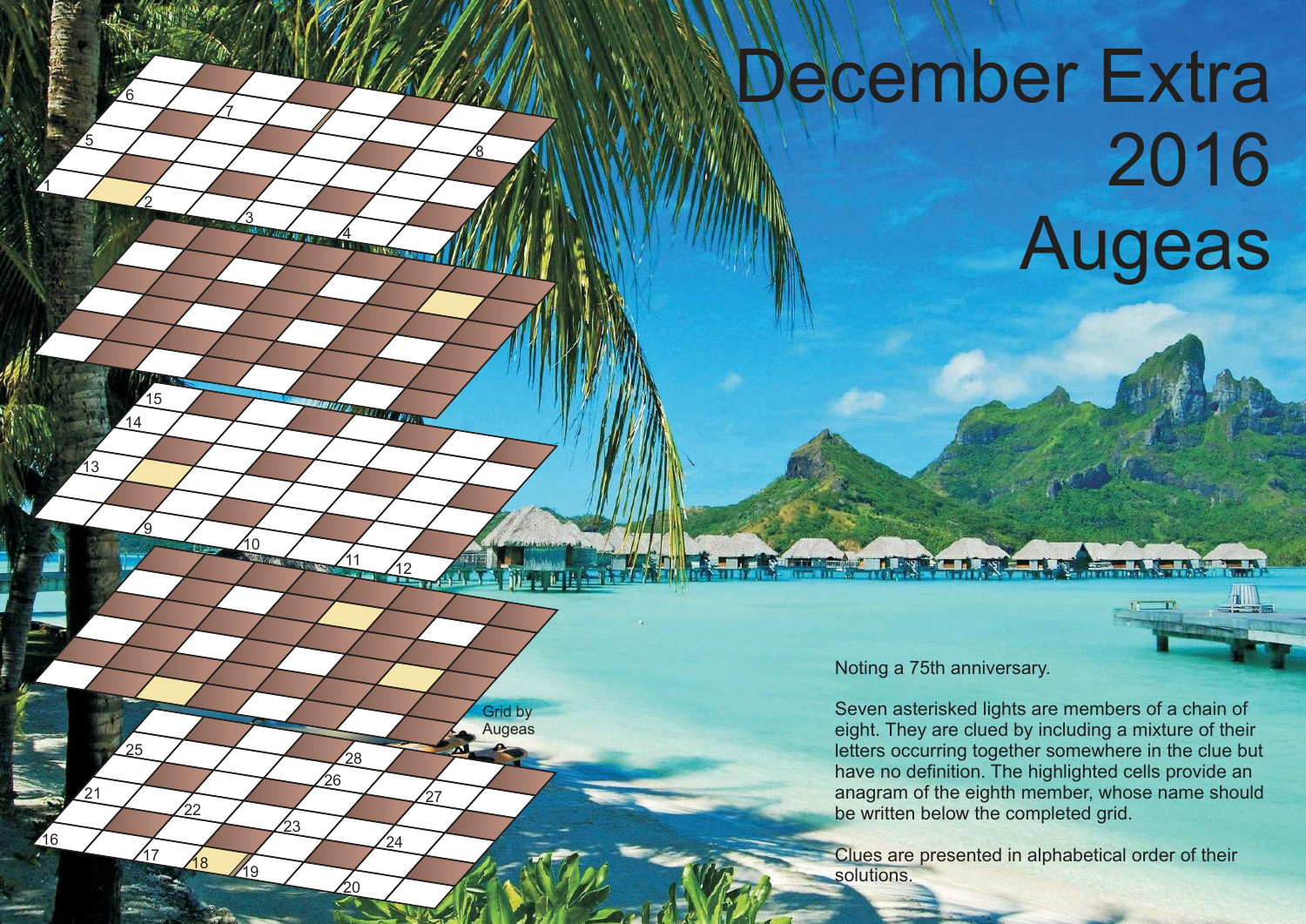# December Extra 2016

## Augeas

Grid by Augeas

Noting a 75th anniversary.

Seven asterisked lights are members of a chain of eight. They are clued by including a mixture of their letters occurring together somewhere in the clue but have no definition. The highlighted cells provide an anagram of the eighth member, whose name should be written below the completed grid.

Clues are presented in alphabetical order of their solutions.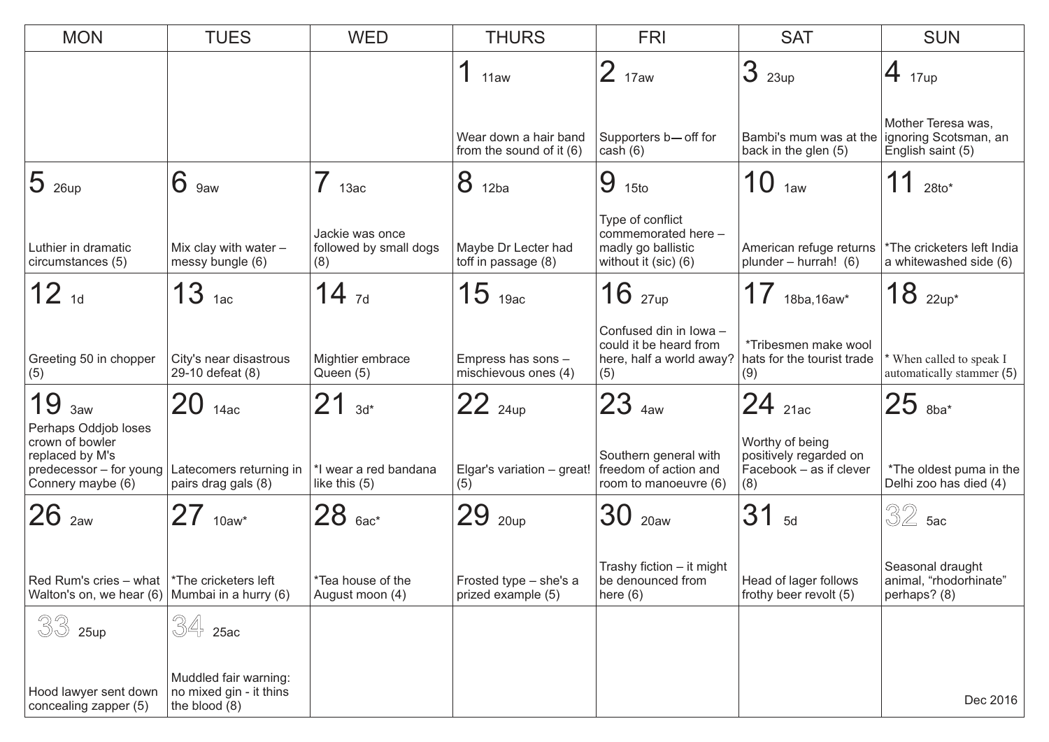| MON | TUES | WED | THURS | FRI | SAT | SUN |
|---|---|---|---|---|---|---|
| | | | 1 11aw<br>Wear down a hair band from the sound of it (6) | 2 17aw<br>Supporters b— off for cash (6) | 3 23up<br>Bambi's mum was at the back in the glen (5) | 4 17up<br>Mother Teresa was, ignoring Scotsman, an English saint (5) |
| 5 26up<br>Luthier in dramatic circumstances (5) | 6 9aw<br>Mix clay with water – messy bungle (6) | 7 13ac<br>Jackie was once followed by small dogs (8) | 8 12ba<br>Maybe Dr Lecter had toff in passage (8) | 9 15to<br>Type of conflict commemorated here – madly go ballistic without it (sic) (6) | 10 1aw<br>American refuge returns plunder – hurrah! (6) | 11 28to*<br>*The cricketers left India a whitewashed side (6) |
| 12 1d<br>Greeting 50 in chopper (5) | 13 1ac<br>City's near disastrous 29-10 defeat (8) | 14 7d<br>Mightier embrace Queen (5) | 15 19ac<br>Empress has sons – mischievous ones (4) | 16 27up<br>Confused din in Iowa – could it be heard from here, half a world away? (5) | 17 18ba,16aw*<br>*Tribesmen make wool hats for the tourist trade (9) | 18 22up*<br>* When called to speak I automatically stammer (5) |
| 19 3aw<br>Perhaps Oddjob loses crown of bowler replaced by M's predecessor – for young Connery maybe (6) | 20 14ac<br>Latecomers returning in pairs drag gals (8) | 21 3d*<br>*I wear a red bandana like this (5) | 22 24up<br>Elgar's variation – great! (5) | 23 4aw<br>Southern general with freedom of action and room to manoeuvre (6) | 24 21ac<br>Worthy of being positively regarded on Facebook – as if clever (8) | 25 8ba*<br>*The oldest puma in the Delhi zoo has died (4) |
| 26 2aw<br>Red Rum's cries – what Walton's on, we hear (6) | 27 10aw*<br>*The cricketers left Mumbai in a hurry (6) | 28 6ac*<br>*Tea house of the August moon (4) | 29 20up<br>Frosted type – she's a prized example (5) | 30 20aw<br>Trashy fiction – it might be denounced from here (6) | 31 5d<br>Head of lager follows frothy beer revolt (5) | 32 5ac<br>Seasonal draught animal, "rhodorhinate" perhaps? (8) |
| 33 25up<br>Hood lawyer sent down concealing zapper (5) | 34 25ac<br>Muddled fair warning: no mixed gin - it thins the blood (8) | | | | | Dec 2016 |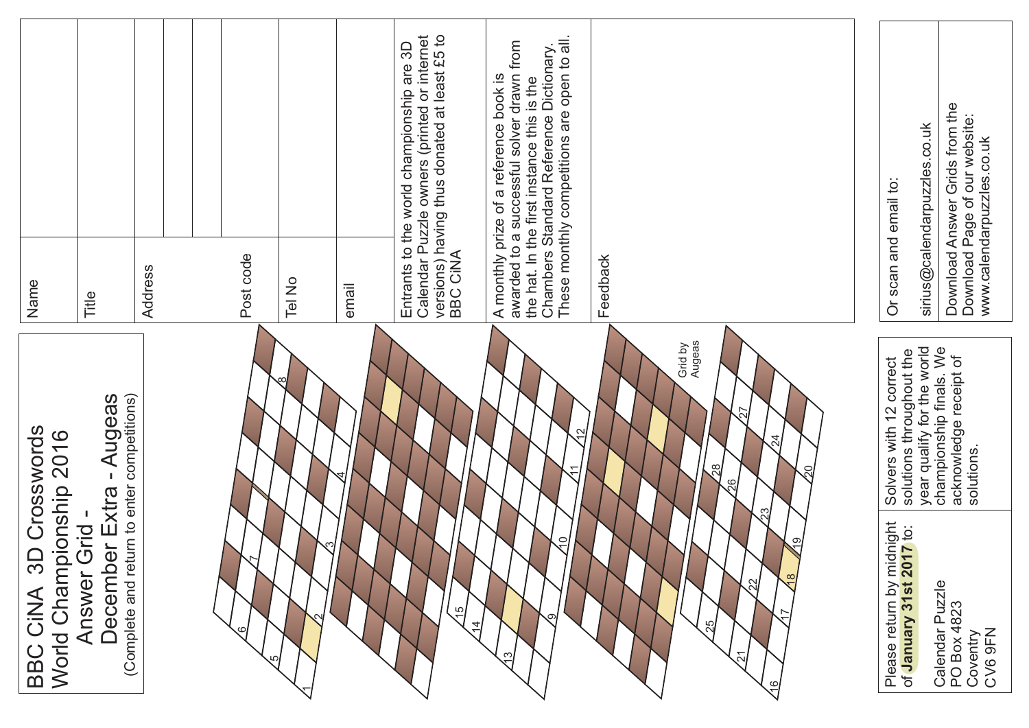# BBC CiNA 3D Crosswords World Championship 2016

## Answer Grid - December Extra - Augeas

(Complete and return to enter competitions)

1 2 3 4 5 6 7 8

9 10 11 12 13 14 15

16 17 18 19 20 21 22 23 24 25 26 27 28

Grid by Augeas

| | |
|---|---|
| Name | |
| Title | |
| Address | |
| | |
| | |
| Post code | |
| Tel No | |
| email | |

Entrants to the world championship are 3D Calendar Puzzle owners (printed or internet versions) having thus donated at least £5 to BBC CiNA

A monthly prize of a reference book is awarded to a successful solver drawn from the hat. In the first instance this is the Chambers Standard Reference Dictionary. These monthly competitions are open to all.

Feedback

Please return by midnight of **January 31st 2017** to:

Calendar Puzzle
PO Box 4823
Coventry
CV6 9FN

Solvers with 12 correct solutions throughout the year qualify for the world championship finals. We acknowledge receipt of solutions.

Or scan and email to:

sirius@calendarpuzzles.co.uk

Download Answer Grids from the Download Page of our website:
www.calendarpuzzles.co.uk